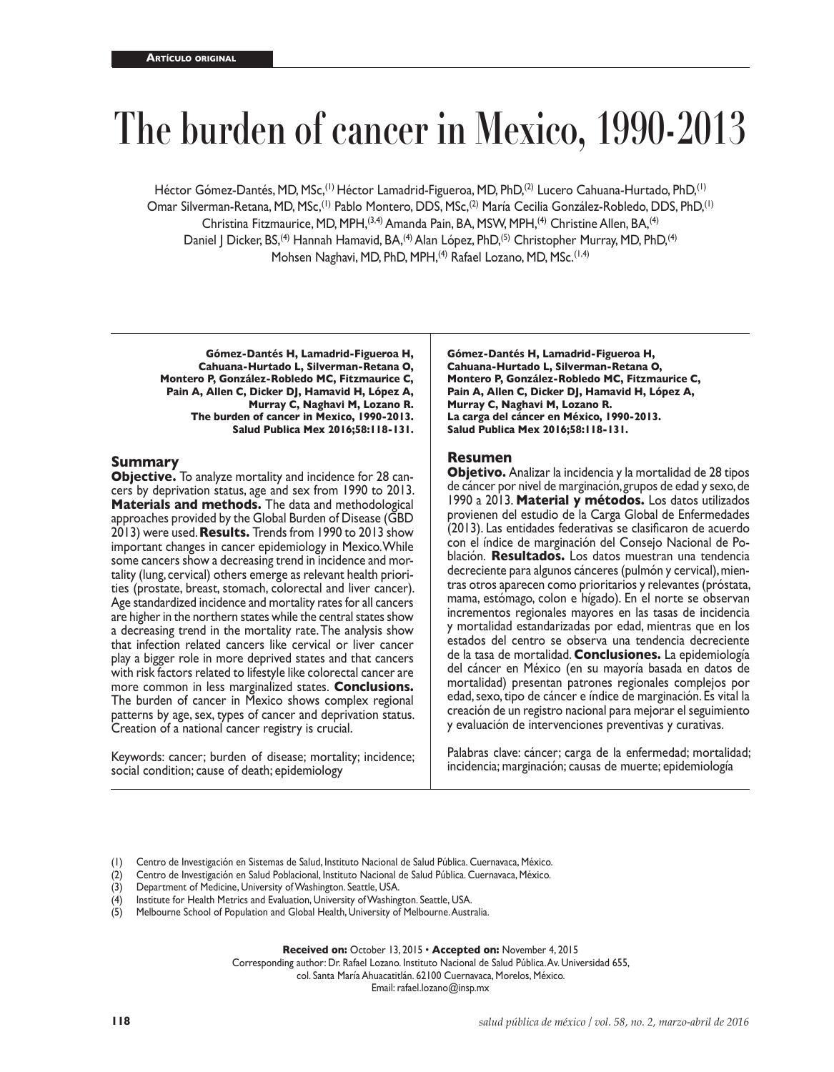**Artículo original**

# The burden of cancer in Mexico, 1990-2013

Héctor Gómez-Dantés, MD, MSc,[1] Héctor Lamadrid-Figueroa, MD, PhD,[2] Lucero Cahuana-Hurtado, PhD,[1] Omar Silverman-Retana, MD, MSc,[1] Pablo Montero, DDS, MSc,[2] María Cecilia González-Robledo, DDS, PhD,[1] Christina Fitzmaurice, MD, MPH,[3,4] Amanda Pain, BA, MSW, MPH,[4] Christine Allen, BA,[4] Daniel J Dicker, BS,[4] Hannah Hamavid, BA,[4] Alan López, PhD,[5] Christopher Murray, MD, PhD,[4] Mohsen Naghavi, MD, PhD, MPH,[4] Rafael Lozano, MD, MSc.[1,4]

**Gómez-Dantés H, Lamadrid-Figueroa H, Cahuana-Hurtado L, Silverman-Retana O, Montero P, González-Robledo MC, Fitzmaurice C, Pain A, Allen C, Dicker DJ, Hamavid H, López A, Murray C, Naghavi M, Lozano R. The burden of cancer in Mexico, 1990-2013. Salud Publica Mex 2016;58:118-131.**

## Summary

**Objective.** To analyze mortality and incidence for 28 cancers by deprivation status, age and sex from 1990 to 2013. **Materials and methods.** The data and methodological approaches provided by the Global Burden of Disease (GBD 2013) were used. **Results.** Trends from 1990 to 2013 show important changes in cancer epidemiology in Mexico. While some cancers show a decreasing trend in incidence and mortality (lung, cervical) others emerge as relevant health priorities (prostate, breast, stomach, colorectal and liver cancer). Age standardized incidence and mortality rates for all cancers are higher in the northern states while the central states show a decreasing trend in the mortality rate. The analysis show that infection related cancers like cervical or liver cancer play a bigger role in more deprived states and that cancers with risk factors related to lifestyle like colorectal cancer are more common in less marginalized states. **Conclusions.** The burden of cancer in Mexico shows complex regional patterns by age, sex, types of cancer and deprivation status. Creation of a national cancer registry is crucial.

Keywords: cancer; burden of disease; mortality; incidence; social condition; cause of death; epidemiology

**Gómez-Dantés H, Lamadrid-Figueroa H, Cahuana-Hurtado L, Silverman-Retana O, Montero P, González-Robledo MC, Fitzmaurice C, Pain A, Allen C, Dicker DJ, Hamavid H, López A, Murray C, Naghavi M, Lozano R. La carga del cáncer en México, 1990-2013. Salud Publica Mex 2016;58:118-131.**

## Resumen

**Objetivo.** Analizar la incidencia y la mortalidad de 28 tipos de cáncer por nivel de marginación, grupos de edad y sexo, de 1990 a 2013. **Material y métodos.** Los datos utilizados provienen del estudio de la Carga Global de Enfermedades (2013). Las entidades federativas se clasificaron de acuerdo con el índice de marginación del Consejo Nacional de Población. **Resultados.** Los datos muestran una tendencia decreciente para algunos cánceres (pulmón y cervical), mientras otros aparecen como prioritarios y relevantes (próstata, mama, estómago, colon e hígado). En el norte se observan incrementos regionales mayores en las tasas de incidencia y mortalidad estandarizadas por edad, mientras que en los estados del centro se observa una tendencia decreciente de la tasa de mortalidad. **Conclusiones.** La epidemiología del cáncer en México (en su mayoría basada en datos de mortalidad) presentan patrones regionales complejos por edad, sexo, tipo de cáncer e índice de marginación. Es vital la creación de un registro nacional para mejorar el seguimiento y evaluación de intervenciones preventivas y curativas.

Palabras clave: cáncer; carga de la enfermedad; mortalidad; incidencia; marginación; causas de muerte; epidemiología

(1) Centro de Investigación en Sistemas de Salud, Instituto Nacional de Salud Pública. Cuernavaca, México.
(2) Centro de Investigación en Salud Poblacional, Instituto Nacional de Salud Pública. Cuernavaca, México.
(3) Department of Medicine, University of Washington. Seattle, USA.
(4) Institute for Health Metrics and Evaluation, University of Washington. Seattle, USA.
(5) Melbourne School of Population and Global Health, University of Melbourne. Australia.

**Received on:** October 13, 2015 • **Accepted on:** November 4, 2015
Corresponding author: Dr. Rafael Lozano. Instituto Nacional de Salud Pública. Av. Universidad 655, col. Santa María Ahuacatitlán. 62100 Cuernavaca, Morelos, México.
Email: rafael.lozano@insp.mx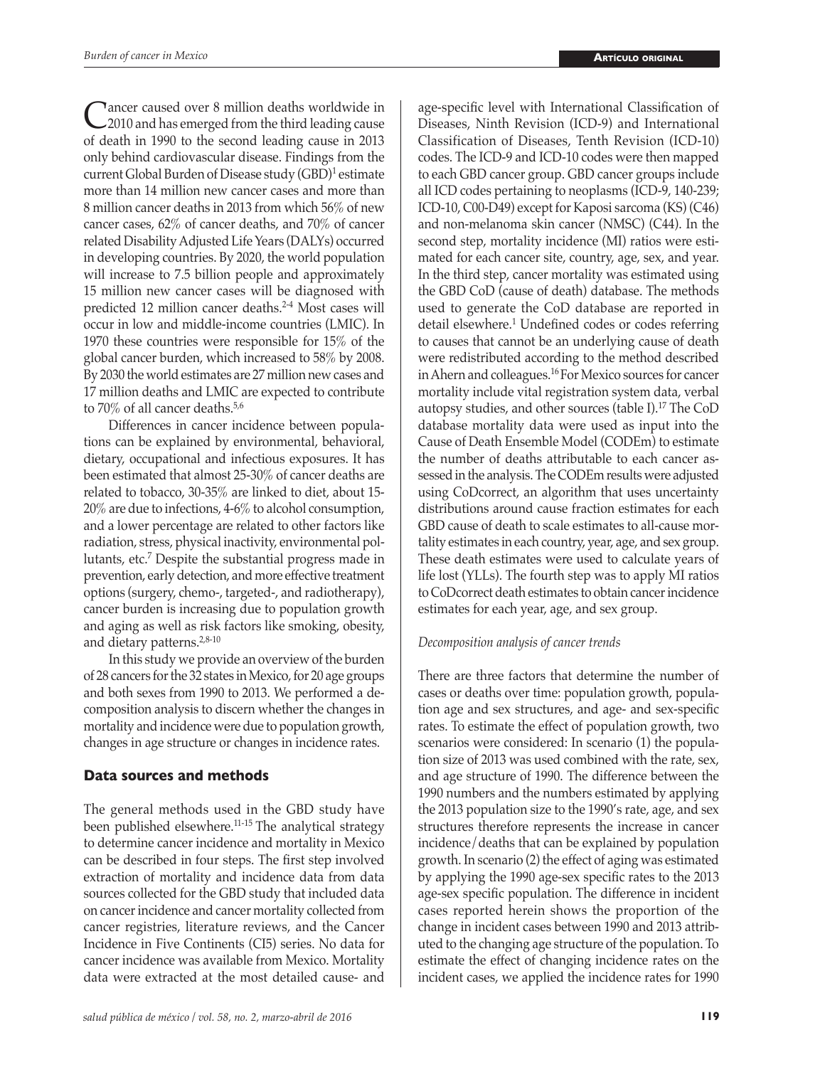Cancer caused over 8 million deaths worldwide in 2010 and has emerged from the third leading cause of death in 1990 to the second leading cause in 2013 only behind cardiovascular disease. Findings from the current Global Burden of Disease study (GBD)[1] estimate more than 14 million new cancer cases and more than 8 million cancer deaths in 2013 from which 56% of new cancer cases, 62% of cancer deaths, and 70% of cancer related Disability Adjusted Life Years (DALYs) occurred in developing countries. By 2020, the world population will increase to 7.5 billion people and approximately 15 million new cancer cases will be diagnosed with predicted 12 million cancer deaths.[2-4] Most cases will occur in low and middle-income countries (LMIC). In 1970 these countries were responsible for 15% of the global cancer burden, which increased to 58% by 2008. By 2030 the world estimates are 27 million new cases and 17 million deaths and LMIC are expected to contribute to 70% of all cancer deaths.[5,6]

Differences in cancer incidence between populations can be explained by environmental, behavioral, dietary, occupational and infectious exposures. It has been estimated that almost 25-30% of cancer deaths are related to tobacco, 30-35% are linked to diet, about 15-20% are due to infections, 4-6% to alcohol consumption, and a lower percentage are related to other factors like radiation, stress, physical inactivity, environmental pollutants, etc.[7] Despite the substantial progress made in prevention, early detection, and more effective treatment options (surgery, chemo-, targeted-, and radiotherapy), cancer burden is increasing due to population growth and aging as well as risk factors like smoking, obesity, and dietary patterns.[2,8-10]

In this study we provide an overview of the burden of 28 cancers for the 32 states in Mexico, for 20 age groups and both sexes from 1990 to 2013. We performed a decomposition analysis to discern whether the changes in mortality and incidence were due to population growth, changes in age structure or changes in incidence rates.

## Data sources and methods

The general methods used in the GBD study have been published elsewhere.[11-15] The analytical strategy to determine cancer incidence and mortality in Mexico can be described in four steps. The first step involved extraction of mortality and incidence data from data sources collected for the GBD study that included data on cancer incidence and cancer mortality collected from cancer registries, literature reviews, and the Cancer Incidence in Five Continents (CI5) series. No data for cancer incidence was available from Mexico. Mortality data were extracted at the most detailed cause- and age-specific level with International Classification of Diseases, Ninth Revision (ICD-9) and International Classification of Diseases, Tenth Revision (ICD-10) codes. The ICD-9 and ICD-10 codes were then mapped to each GBD cancer group. GBD cancer groups include all ICD codes pertaining to neoplasms (ICD-9, 140-239; ICD-10, C00-D49) except for Kaposi sarcoma (KS) (C46) and non-melanoma skin cancer (NMSC) (C44). In the second step, mortality incidence (MI) ratios were estimated for each cancer site, country, age, sex, and year. In the third step, cancer mortality was estimated using the GBD CoD (cause of death) database. The methods used to generate the CoD database are reported in detail elsewhere.[1] Undefined codes or codes referring to causes that cannot be an underlying cause of death were redistributed according to the method described in Ahern and colleagues.[16] For Mexico sources for cancer mortality include vital registration system data, verbal autopsy studies, and other sources (table I).[17] The CoD database mortality data were used as input into the Cause of Death Ensemble Model (CODEm) to estimate the number of deaths attributable to each cancer assessed in the analysis. The CODEm results were adjusted using CoDcorrect, an algorithm that uses uncertainty distributions around cause fraction estimates for each GBD cause of death to scale estimates to all-cause mortality estimates in each country, year, age, and sex group. These death estimates were used to calculate years of life lost (YLLs). The fourth step was to apply MI ratios to CoDcorrect death estimates to obtain cancer incidence estimates for each year, age, and sex group.

### *Decomposition analysis of cancer trends*

There are three factors that determine the number of cases or deaths over time: population growth, population age and sex structures, and age- and sex-specific rates. To estimate the effect of population growth, two scenarios were considered: In scenario (1) the population size of 2013 was used combined with the rate, sex, and age structure of 1990. The difference between the 1990 numbers and the numbers estimated by applying the 2013 population size to the 1990's rate, age, and sex structures therefore represents the increase in cancer incidence/deaths that can be explained by population growth. In scenario (2) the effect of aging was estimated by applying the 1990 age-sex specific rates to the 2013 age-sex specific population. The difference in incident cases reported herein shows the proportion of the change in incident cases between 1990 and 2013 attributed to the changing age structure of the population. To estimate the effect of changing incidence rates on the incident cases, we applied the incidence rates for 1990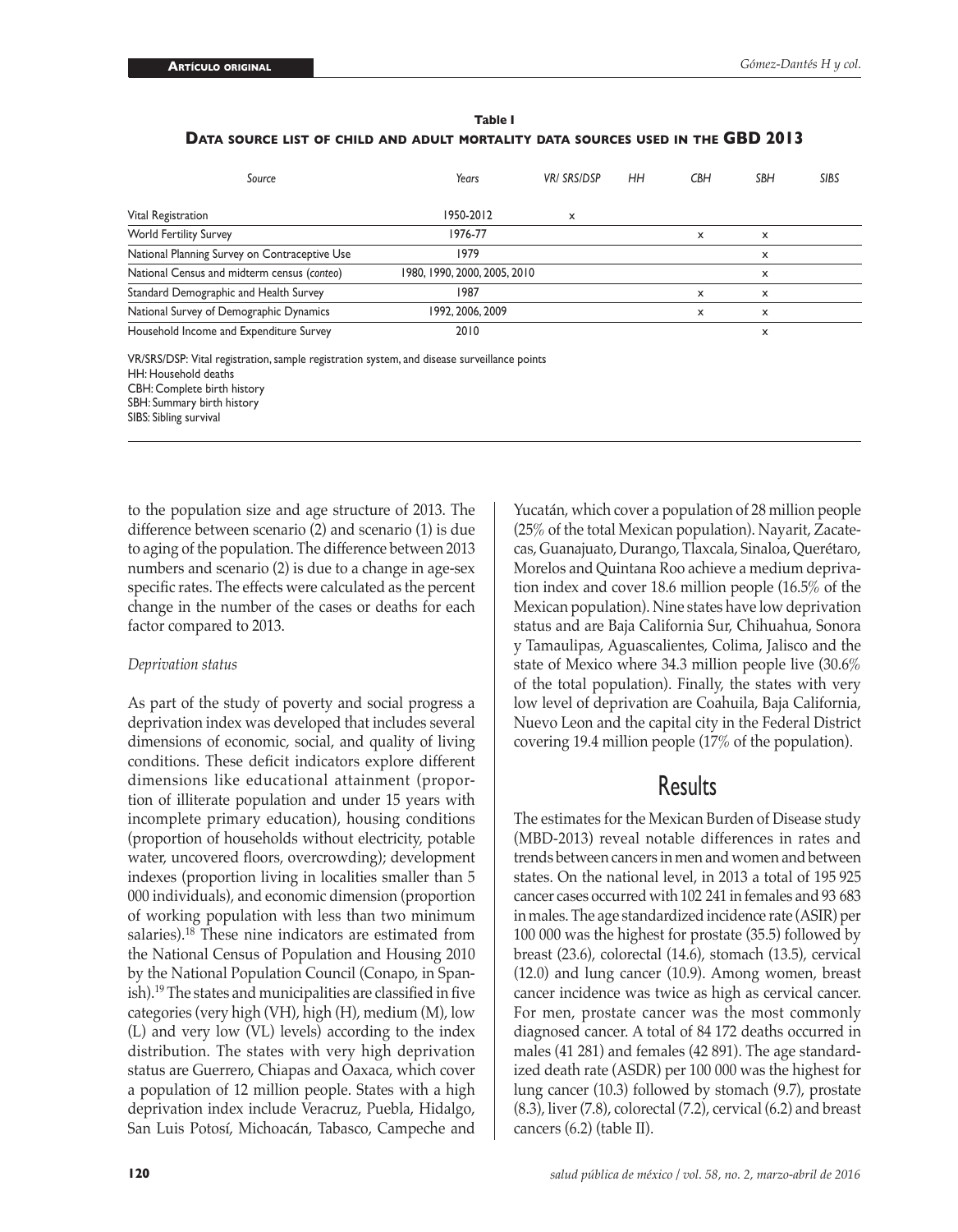**Table I**

**Data source list of child and adult mortality data sources used in the GBD 2013**

| Source | Years | VR/ SRS/DSP | HH | CBH | SBH | SIBS |
|---|---|---|---|---|---|---|
| Vital Registration | 1950-2012 | x | | | | |
| World Fertility Survey | 1976-77 | | | x | x | |
| National Planning Survey on Contraceptive Use | 1979 | | | | x | |
| National Census and midterm census (*conteo*) | 1980, 1990, 2000, 2005, 2010 | | | | x | |
| Standard Demographic and Health Survey | 1987 | | | x | x | |
| National Survey of Demographic Dynamics | 1992, 2006, 2009 | | | x | x | |
| Household Income and Expenditure Survey | 2010 | | | | x | |

VR/SRS/DSP: Vital registration, sample registration system, and disease surveillance points
HH: Household deaths
CBH: Complete birth history
SBH: Summary birth history
SIBS: Sibling survival

to the population size and age structure of 2013. The difference between scenario (2) and scenario (1) is due to aging of the population. The difference between 2013 numbers and scenario (2) is due to a change in age-sex specific rates. The effects were calculated as the percent change in the number of the cases or deaths for each factor compared to 2013.

*Deprivation status*

As part of the study of poverty and social progress a deprivation index was developed that includes several dimensions of economic, social, and quality of living conditions. These deficit indicators explore different dimensions like educational attainment (proportion of illiterate population and under 15 years with incomplete primary education), housing conditions (proportion of households without electricity, potable water, uncovered floors, overcrowding); development indexes (proportion living in localities smaller than 5 000 individuals), and economic dimension (proportion of working population with less than two minimum salaries).[18] These nine indicators are estimated from the National Census of Population and Housing 2010 by the National Population Council (Conapo, in Spanish).[19] The states and municipalities are classified in five categories (very high (VH), high (H), medium (M), low (L) and very low (VL) levels) according to the index distribution. The states with very high deprivation status are Guerrero, Chiapas and Oaxaca, which cover a population of 12 million people. States with a high deprivation index include Veracruz, Puebla, Hidalgo, San Luis Potosí, Michoacán, Tabasco, Campeche and Yucatán, which cover a population of 28 million people (25% of the total Mexican population). Nayarit, Zacatecas, Guanajuato, Durango, Tlaxcala, Sinaloa, Querétaro, Morelos and Quintana Roo achieve a medium deprivation index and cover 18.6 million people (16.5% of the Mexican population). Nine states have low deprivation status and are Baja California Sur, Chihuahua, Sonora y Tamaulipas, Aguascalientes, Colima, Jalisco and the state of Mexico where 34.3 million people live (30.6% of the total population). Finally, the states with very low level of deprivation are Coahuila, Baja California, Nuevo Leon and the capital city in the Federal District covering 19.4 million people (17% of the population).

# Results

The estimates for the Mexican Burden of Disease study (MBD-2013) reveal notable differences in rates and trends between cancers in men and women and between states. On the national level, in 2013 a total of 195 925 cancer cases occurred with 102 241 in females and 93 683 in males. The age standardized incidence rate (ASIR) per 100 000 was the highest for prostate (35.5) followed by breast (23.6), colorectal (14.6), stomach (13.5), cervical (12.0) and lung cancer (10.9). Among women, breast cancer incidence was twice as high as cervical cancer. For men, prostate cancer was the most commonly diagnosed cancer. A total of 84 172 deaths occurred in males (41 281) and females (42 891). The age standardized death rate (ASDR) per 100 000 was the highest for lung cancer (10.3) followed by stomach (9.7), prostate (8.3), liver (7.8), colorectal (7.2), cervical (6.2) and breast cancers (6.2) (table II).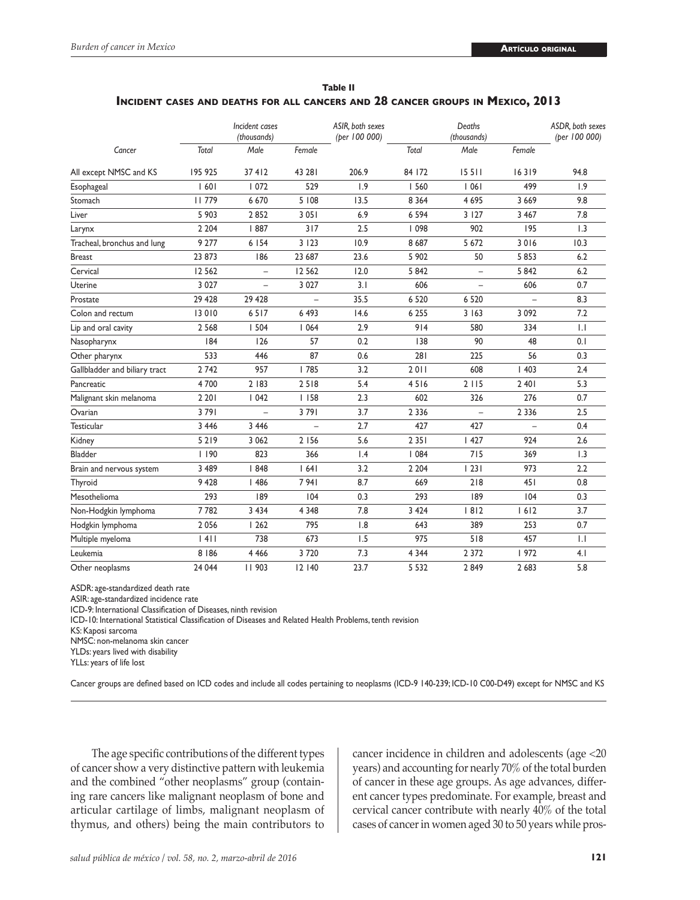**Table II**

**Incident cases and deaths for all cancers and 28 cancer groups in Mexico, 2013**

| Cancer | Incident cases (thousands) | | | ASIR, both sexes (per 100 000) | Deaths (thousands) | | | ASDR, both sexes (per 100 000) |
|---|---|---|---|---|---|---|---|---|
| | Total | Male | Female | | Total | Male | Female | |
| All except NMSC and KS | 195 925 | 37 412 | 43 281 | 206.9 | 84 172 | 15 511 | 16 319 | 94.8 |
| Esophageal | 1 601 | 1 072 | 529 | 1.9 | 1 560 | 1 061 | 499 | 1.9 |
| Stomach | 11 779 | 6 670 | 5 108 | 13.5 | 8 364 | 4 695 | 3 669 | 9.8 |
| Liver | 5 903 | 2 852 | 3 051 | 6.9 | 6 594 | 3 127 | 3 467 | 7.8 |
| Larynx | 2 204 | 1 887 | 317 | 2.5 | 1 098 | 902 | 195 | 1.3 |
| Tracheal, bronchus and lung | 9 277 | 6 154 | 3 123 | 10.9 | 8 687 | 5 672 | 3 016 | 10.3 |
| Breast | 23 873 | 186 | 23 687 | 23.6 | 5 902 | 50 | 5 853 | 6.2 |
| Cervical | 12 562 | – | 12 562 | 12.0 | 5 842 | – | 5 842 | 6.2 |
| Uterine | 3 027 | – | 3 027 | 3.1 | 606 | – | 606 | 0.7 |
| Prostate | 29 428 | 29 428 | – | 35.5 | 6 520 | 6 520 | – | 8.3 |
| Colon and rectum | 13 010 | 6 517 | 6 493 | 14.6 | 6 255 | 3 163 | 3 092 | 7.2 |
| Lip and oral cavity | 2 568 | 1 504 | 1 064 | 2.9 | 914 | 580 | 334 | 1.1 |
| Nasopharynx | 184 | 126 | 57 | 0.2 | 138 | 90 | 48 | 0.1 |
| Other pharynx | 533 | 446 | 87 | 0.6 | 281 | 225 | 56 | 0.3 |
| Gallbladder and biliary tract | 2 742 | 957 | 1 785 | 3.2 | 2 011 | 608 | 1 403 | 2.4 |
| Pancreatic | 4 700 | 2 183 | 2 518 | 5.4 | 4 516 | 2 115 | 2 401 | 5.3 |
| Malignant skin melanoma | 2 201 | 1 042 | 1 158 | 2.3 | 602 | 326 | 276 | 0.7 |
| Ovarian | 3 791 | – | 3 791 | 3.7 | 2 336 | – | 2 336 | 2.5 |
| Testicular | 3 446 | 3 446 | – | 2.7 | 427 | 427 | – | 0.4 |
| Kidney | 5 219 | 3 062 | 2 156 | 5.6 | 2 351 | 1 427 | 924 | 2.6 |
| Bladder | 1 190 | 823 | 366 | 1.4 | 1 084 | 715 | 369 | 1.3 |
| Brain and nervous system | 3 489 | 1 848 | 1 641 | 3.2 | 2 204 | 1 231 | 973 | 2.2 |
| Thyroid | 9 428 | 1 486 | 7 941 | 8.7 | 669 | 218 | 451 | 0.8 |
| Mesothelioma | 293 | 189 | 104 | 0.3 | 293 | 189 | 104 | 0.3 |
| Non-Hodgkin lymphoma | 7 782 | 3 434 | 4 348 | 7.8 | 3 424 | 1 812 | 1 612 | 3.7 |
| Hodgkin lymphoma | 2 056 | 1 262 | 795 | 1.8 | 643 | 389 | 253 | 0.7 |
| Multiple myeloma | 1 411 | 738 | 673 | 1.5 | 975 | 518 | 457 | 1.1 |
| Leukemia | 8 186 | 4 466 | 3 720 | 7.3 | 4 344 | 2 372 | 1 972 | 4.1 |
| Other neoplasms | 24 044 | 11 903 | 12 140 | 23.7 | 5 532 | 2 849 | 2 683 | 5.8 |

ASDR: age-standardized death rate
ASIR: age-standardized incidence rate
ICD-9: International Classification of Diseases, ninth revision
ICD-10: International Statistical Classification of Diseases and Related Health Problems, tenth revision
KS: Kaposi sarcoma
NMSC: non-melanoma skin cancer
YLDs: years lived with disability
YLLs: years of life lost

Cancer groups are defined based on ICD codes and include all codes pertaining to neoplasms (ICD-9 140-239; ICD-10 C00-D49) except for NMSC and KS

The age specific contributions of the different types of cancer show a very distinctive pattern with leukemia and the combined "other neoplasms" group (containing rare cancers like malignant neoplasm of bone and articular cartilage of limbs, malignant neoplasm of thymus, and others) being the main contributors to cancer incidence in children and adolescents (age <20 years) and accounting for nearly 70% of the total burden of cancer in these age groups. As age advances, different cancer types predominate. For example, breast and cervical cancer contribute with nearly 40% of the total cases of cancer in women aged 30 to 50 years while pros-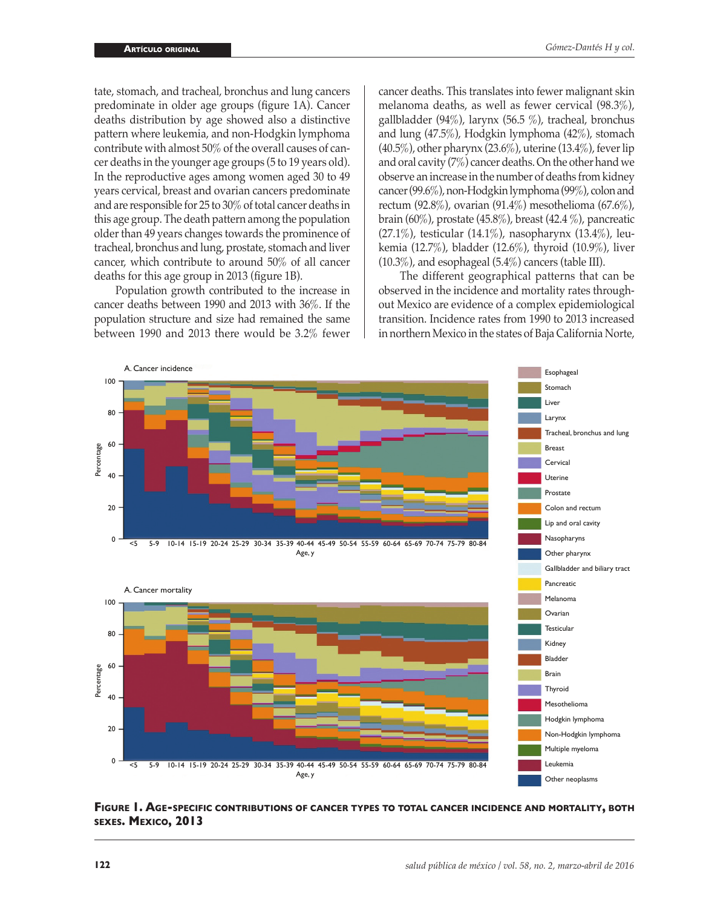tate, stomach, and tracheal, bronchus and lung cancers predominate in older age groups (figure 1A). Cancer deaths distribution by age showed also a distinctive pattern where leukemia, and non-Hodgkin lymphoma contribute with almost 50% of the overall causes of cancer deaths in the younger age groups (5 to 19 years old). In the reproductive ages among women aged 30 to 49 years cervical, breast and ovarian cancers predominate and are responsible for 25 to 30% of total cancer deaths in this age group. The death pattern among the population older than 49 years changes towards the prominence of tracheal, bronchus and lung, prostate, stomach and liver cancer, which contribute to around 50% of all cancer deaths for this age group in 2013 (figure 1B).

Population growth contributed to the increase in cancer deaths between 1990 and 2013 with 36%. If the population structure and size had remained the same between 1990 and 2013 there would be 3.2% fewer cancer deaths. This translates into fewer malignant skin melanoma deaths, as well as fewer cervical (98.3%), gallbladder (94%), larynx (56.5 %), tracheal, bronchus and lung (47.5%), Hodgkin lymphoma (42%), stomach (40.5%), other pharynx (23.6%), uterine (13.4%), fever lip and oral cavity (7%) cancer deaths. On the other hand we observe an increase in the number of deaths from kidney cancer (99.6%), non-Hodgkin lymphoma (99%), colon and rectum (92.8%), ovarian (91.4%) mesothelioma (67.6%), brain (60%), prostate (45.8%), breast (42.4 %), pancreatic (27.1%), testicular (14.1%), nasopharynx (13.4%), leukemia (12.7%), bladder (12.6%), thyroid (10.9%), liver (10.3%), and esophageal (5.4%) cancers (table III).

The different geographical patterns that can be observed in the incidence and mortality rates throughout Mexico are evidence of a complex epidemiological transition. Incidence rates from 1990 to 2013 increased in northern Mexico in the states of Baja California Norte,

**Figure 1. Age-specific contributions of cancer types to total cancer incidence and mortality, both sexes. Mexico, 2013**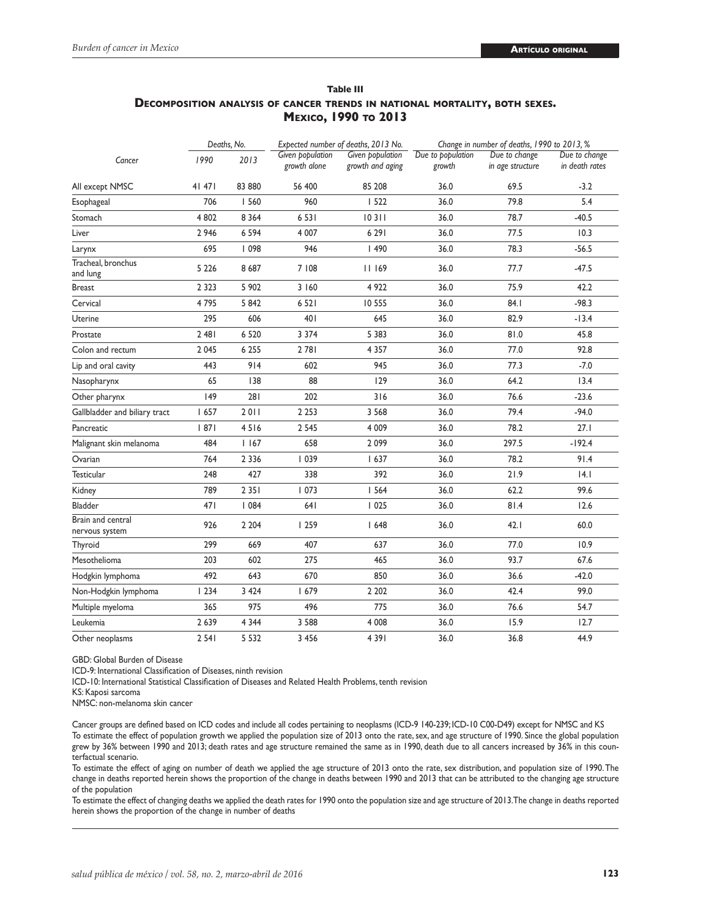**Table III**

**Decomposition analysis of cancer trends in national mortality, both sexes. Mexico, 1990 to 2013**

| Cancer | Deaths, No. | | Expected number of deaths, 2013 No. | | Change in number of deaths, 1990 to 2013, % | | |
|---|---|---|---|---|---|---|---|
| | 1990 | 2013 | Given population growth alone | Given population growth and aging | Due to population growth | Due to change in age structure | Due to change in death rates |
| All except NMSC | 41 471 | 83 880 | 56 400 | 85 208 | 36.0 | 69.5 | -3.2 |
| Esophageal | 706 | 1 560 | 960 | 1 522 | 36.0 | 79.8 | 5.4 |
| Stomach | 4 802 | 8 364 | 6 531 | 10 311 | 36.0 | 78.7 | -40.5 |
| Liver | 2 946 | 6 594 | 4 007 | 6 291 | 36.0 | 77.5 | 10.3 |
| Larynx | 695 | 1 098 | 946 | 1 490 | 36.0 | 78.3 | -56.5 |
| Tracheal, bronchus and lung | 5 226 | 8 687 | 7 108 | 11 169 | 36.0 | 77.7 | -47.5 |
| Breast | 2 323 | 5 902 | 3 160 | 4 922 | 36.0 | 75.9 | 42.2 |
| Cervical | 4 795 | 5 842 | 6 521 | 10 555 | 36.0 | 84.1 | -98.3 |
| Uterine | 295 | 606 | 401 | 645 | 36.0 | 82.9 | -13.4 |
| Prostate | 2 481 | 6 520 | 3 374 | 5 383 | 36.0 | 81.0 | 45.8 |
| Colon and rectum | 2 045 | 6 255 | 2 781 | 4 357 | 36.0 | 77.0 | 92.8 |
| Lip and oral cavity | 443 | 914 | 602 | 945 | 36.0 | 77.3 | -7.0 |
| Nasopharynx | 65 | 138 | 88 | 129 | 36.0 | 64.2 | 13.4 |
| Other pharynx | 149 | 281 | 202 | 316 | 36.0 | 76.6 | -23.6 |
| Gallbladder and biliary tract | 1 657 | 2 011 | 2 253 | 3 568 | 36.0 | 79.4 | -94.0 |
| Pancreatic | 1 871 | 4 516 | 2 545 | 4 009 | 36.0 | 78.2 | 27.1 |
| Malignant skin melanoma | 484 | 1 167 | 658 | 2 099 | 36.0 | 297.5 | -192.4 |
| Ovarian | 764 | 2 336 | 1 039 | 1 637 | 36.0 | 78.2 | 91.4 |
| Testicular | 248 | 427 | 338 | 392 | 36.0 | 21.9 | 14.1 |
| Kidney | 789 | 2 351 | 1 073 | 1 564 | 36.0 | 62.2 | 99.6 |
| Bladder | 471 | 1 084 | 641 | 1 025 | 36.0 | 81.4 | 12.6 |
| Brain and central nervous system | 926 | 2 204 | 1 259 | 1 648 | 36.0 | 42.1 | 60.0 |
| Thyroid | 299 | 669 | 407 | 637 | 36.0 | 77.0 | 10.9 |
| Mesothelioma | 203 | 602 | 275 | 465 | 36.0 | 93.7 | 67.6 |
| Hodgkin lymphoma | 492 | 643 | 670 | 850 | 36.0 | 36.6 | -42.0 |
| Non-Hodgkin lymphoma | 1 234 | 3 424 | 1 679 | 2 202 | 36.0 | 42.4 | 99.0 |
| Multiple myeloma | 365 | 975 | 496 | 775 | 36.0 | 76.6 | 54.7 |
| Leukemia | 2 639 | 4 344 | 3 588 | 4 008 | 36.0 | 15.9 | 12.7 |
| Other neoplasms | 2 541 | 5 532 | 3 456 | 4 391 | 36.0 | 36.8 | 44.9 |

GBD: Global Burden of Disease

ICD-9: International Classification of Diseases, ninth revision

ICD-10: International Statistical Classification of Diseases and Related Health Problems, tenth revision

KS: Kaposi sarcoma

NMSC: non-melanoma skin cancer

Cancer groups are defined based on ICD codes and include all codes pertaining to neoplasms (ICD-9 140-239; ICD-10 C00-D49) except for NMSC and KS

To estimate the effect of population growth we applied the population size of 2013 onto the rate, sex, and age structure of 1990. Since the global population grew by 36% between 1990 and 2013; death rates and age structure remained the same as in 1990, death due to all cancers increased by 36% in this counterfactual scenario.

To estimate the effect of aging on number of death we applied the age structure of 2013 onto the rate, sex distribution, and population size of 1990. The change in deaths reported herein shows the proportion of the change in deaths between 1990 and 2013 that can be attributed to the changing age structure of the population

To estimate the effect of changing deaths we applied the death rates for 1990 onto the population size and age structure of 2013. The change in deaths reported herein shows the proportion of the change in number of deaths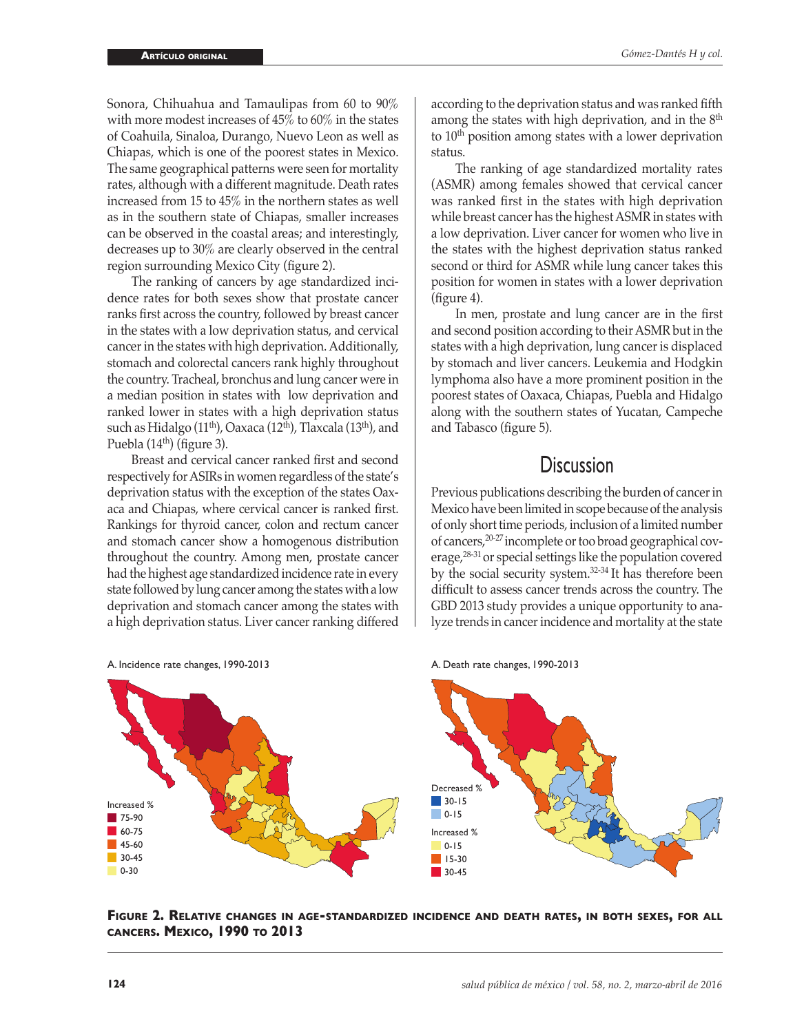Sonora, Chihuahua and Tamaulipas from 60 to 90% with more modest increases of 45% to 60% in the states of Coahuila, Sinaloa, Durango, Nuevo Leon as well as Chiapas, which is one of the poorest states in Mexico. The same geographical patterns were seen for mortality rates, although with a different magnitude. Death rates increased from 15 to 45% in the northern states as well as in the southern state of Chiapas, smaller increases can be observed in the coastal areas; and interestingly, decreases up to 30% are clearly observed in the central region surrounding Mexico City (figure 2).

The ranking of cancers by age standardized incidence rates for both sexes show that prostate cancer ranks first across the country, followed by breast cancer in the states with a low deprivation status, and cervical cancer in the states with high deprivation. Additionally, stomach and colorectal cancers rank highly throughout the country. Tracheal, bronchus and lung cancer were in a median position in states with low deprivation and ranked lower in states with a high deprivation status such as Hidalgo (11th), Oaxaca (12th), Tlaxcala (13th), and Puebla (14th) (figure 3).

Breast and cervical cancer ranked first and second respectively for ASIRs in women regardless of the state's deprivation status with the exception of the states Oaxaca and Chiapas, where cervical cancer is ranked first. Rankings for thyroid cancer, colon and rectum cancer and stomach cancer show a homogenous distribution throughout the country. Among men, prostate cancer had the highest age standardized incidence rate in every state followed by lung cancer among the states with a low deprivation and stomach cancer among the states with a high deprivation status. Liver cancer ranking differed according to the deprivation status and was ranked fifth among the states with high deprivation, and in the 8th to 10th position among states with a lower deprivation status.

The ranking of age standardized mortality rates (ASMR) among females showed that cervical cancer was ranked first in the states with high deprivation while breast cancer has the highest ASMR in states with a low deprivation. Liver cancer for women who live in the states with the highest deprivation status ranked second or third for ASMR while lung cancer takes this position for women in states with a lower deprivation (figure 4).

In men, prostate and lung cancer are in the first and second position according to their ASMR but in the states with a high deprivation, lung cancer is displaced by stomach and liver cancers. Leukemia and Hodgkin lymphoma also have a more prominent position in the poorest states of Oaxaca, Chiapas, Puebla and Hidalgo along with the southern states of Yucatan, Campeche and Tabasco (figure 5).

## Discussion

Previous publications describing the burden of cancer in Mexico have been limited in scope because of the analysis of only short time periods, inclusion of a limited number of cancers,[20-27] incomplete or too broad geographical coverage,[28-31] or special settings like the population covered by the social security system.[32-34] It has therefore been difficult to assess cancer trends across the country. The GBD 2013 study provides a unique opportunity to analyze trends in cancer incidence and mortality at the state

A. Incidence rate changes, 1990-2013

Increased %
- 75-90
- 60-75
- 45-60
- 30-45
- 0-30

A. Death rate changes, 1990-2013

Decreased %
- 30-15
- 0-15

Increased %
- 0-15
- 15-30
- 30-45

**Figure 2. Relative changes in age-standardized incidence and death rates, in both sexes, for all cancers. Mexico, 1990 to 2013**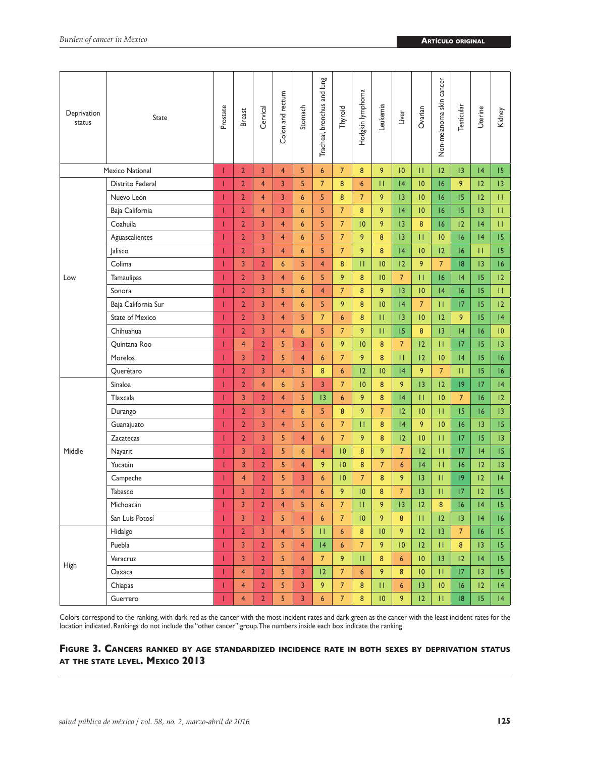| Deprivation status | State | Prostate | Breast | Cervical | Colon and rectum | Stomach | Tracheal, bronchus and lung | Thyroid | Hodgkin lymphoma | Leukemia | Liver | Ovarian | Non-melanoma skin cancer | Testicular | Uterine | Kidney |
|---|---|---|---|---|---|---|---|---|---|---|---|---|---|---|---|---|
| Mexico National | | 1 | 2 | 3 | 4 | 5 | 6 | 7 | 8 | 9 | 10 | 11 | 12 | 13 | 14 | 15 |
| Low | Distrito Federal | 1 | 2 | 4 | 3 | 5 | 7 | 8 | 6 | 11 | 14 | 10 | 16 | 9 | 12 | 13 |
| | Nuevo León | 1 | 2 | 4 | 3 | 6 | 5 | 8 | 7 | 9 | 13 | 10 | 16 | 15 | 12 | 11 |
| | Baja California | 1 | 2 | 4 | 3 | 6 | 5 | 7 | 8 | 9 | 14 | 10 | 16 | 15 | 13 | 11 |
| | Coahuila | 1 | 2 | 3 | 4 | 6 | 5 | 7 | 10 | 9 | 13 | 8 | 16 | 12 | 14 | 11 |
| | Aguascalientes | 1 | 2 | 3 | 4 | 6 | 5 | 7 | 9 | 8 | 13 | 11 | 10 | 16 | 14 | 15 |
| | Jalisco | 1 | 2 | 3 | 4 | 6 | 5 | 7 | 9 | 8 | 14 | 10 | 12 | 16 | 11 | 15 |
| | Colima | 1 | 3 | 2 | 6 | 5 | 4 | 8 | 11 | 10 | 12 | 9 | 7 | 18 | 13 | 16 |
| | Tamaulipas | 1 | 2 | 3 | 4 | 6 | 5 | 9 | 8 | 10 | 7 | 11 | 16 | 14 | 15 | 12 |
| | Sonora | 1 | 2 | 3 | 5 | 6 | 4 | 7 | 8 | 9 | 13 | 10 | 14 | 16 | 15 | 11 |
| | Baja California Sur | 1 | 2 | 3 | 4 | 6 | 5 | 9 | 8 | 10 | 14 | 7 | 11 | 17 | 15 | 12 |
| | State of Mexico | 1 | 2 | 3 | 4 | 5 | 7 | 6 | 8 | 11 | 13 | 10 | 12 | 9 | 15 | 14 |
| | Chihuahua | 1 | 2 | 3 | 4 | 6 | 5 | 7 | 9 | 11 | 15 | 8 | 13 | 14 | 16 | 10 |
| | Quintana Roo | 1 | 4 | 2 | 5 | 3 | 6 | 9 | 10 | 8 | 7 | 12 | 11 | 17 | 15 | 13 |
| | Morelos | 1 | 3 | 2 | 5 | 4 | 6 | 7 | 9 | 8 | 11 | 12 | 10 | 14 | 15 | 16 |
| | Querétaro | 1 | 2 | 3 | 4 | 5 | 8 | 6 | 12 | 10 | 14 | 9 | 7 | 11 | 15 | 16 |
| Middle | Sinaloa | 1 | 2 | 4 | 6 | 5 | 3 | 7 | 10 | 8 | 9 | 13 | 12 | 19 | 17 | 14 |
| | Tlaxcala | 1 | 3 | 2 | 4 | 5 | 13 | 6 | 9 | 8 | 14 | 11 | 10 | 7 | 16 | 12 |
| | Durango | 1 | 2 | 3 | 4 | 6 | 5 | 8 | 9 | 7 | 12 | 10 | 11 | 15 | 16 | 13 |
| | Guanajuato | 1 | 2 | 3 | 4 | 5 | 6 | 7 | 11 | 8 | 14 | 9 | 10 | 16 | 13 | 15 |
| | Zacatecas | 1 | 2 | 3 | 5 | 4 | 6 | 7 | 9 | 8 | 12 | 10 | 11 | 17 | 15 | 13 |
| | Nayarit | 1 | 3 | 2 | 5 | 6 | 4 | 10 | 8 | 9 | 7 | 12 | 11 | 17 | 14 | 15 |
| | Yucatán | 1 | 3 | 2 | 5 | 4 | 9 | 10 | 8 | 7 | 6 | 14 | 11 | 16 | 12 | 13 |
| | Campeche | 1 | 4 | 2 | 5 | 3 | 6 | 10 | 7 | 8 | 9 | 13 | 11 | 19 | 12 | 14 |
| | Tabasco | 1 | 3 | 2 | 5 | 4 | 6 | 9 | 10 | 8 | 7 | 13 | 11 | 17 | 12 | 15 |
| | Michoacán | 1 | 3 | 2 | 4 | 5 | 6 | 7 | 11 | 9 | 13 | 12 | 8 | 16 | 14 | 15 |
| | San Luis Potosí | 1 | 3 | 2 | 5 | 4 | 6 | 7 | 10 | 9 | 8 | 11 | 12 | 13 | 14 | 16 |
| High | Hidalgo | 1 | 2 | 3 | 4 | 5 | 11 | 6 | 8 | 10 | 9 | 12 | 13 | 7 | 16 | 15 |
| | Puebla | 1 | 3 | 2 | 5 | 4 | 14 | 6 | 7 | 9 | 10 | 12 | 11 | 8 | 13 | 15 |
| | Veracruz | 1 | 3 | 2 | 5 | 4 | 7 | 9 | 11 | 8 | 6 | 10 | 13 | 12 | 14 | 15 |
| | Oaxaca | 1 | 4 | 2 | 5 | 3 | 12 | 7 | 6 | 9 | 8 | 10 | 11 | 17 | 13 | 15 |
| | Chiapas | 1 | 4 | 2 | 5 | 3 | 9 | 7 | 8 | 11 | 6 | 13 | 10 | 16 | 12 | 14 |
| | Guerrero | 1 | 4 | 2 | 5 | 3 | 6 | 7 | 8 | 10 | 9 | 12 | 11 | 18 | 15 | 14 |

Colors correspond to the ranking, with dark red as the cancer with the most incident rates and dark green as the cancer with the least incident rates for the location indicated. Rankings do not include the "other cancer" group. The numbers inside each box indicate the ranking

**Figure 3. Cancers ranked by age standardized incidence rate in both sexes by deprivation status at the state level. Mexico 2013**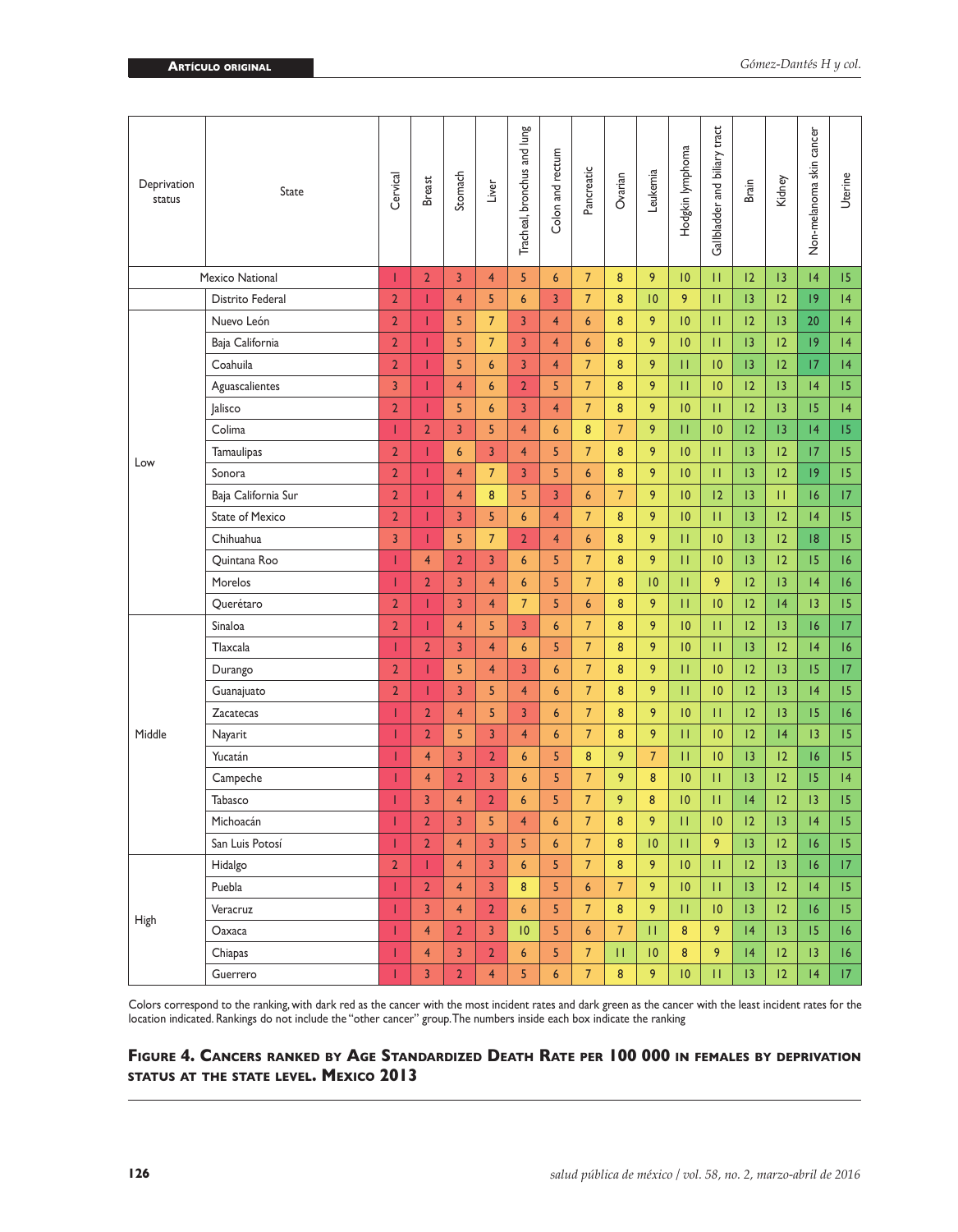| Deprivation status | State | Cervical | Breast | Stomach | Liver | Tracheal, bronchus and lung | Colon and rectum | Pancreatic | Ovarian | Leukemia | Hodgkin lymphoma | Gallbladder and biliary tract | Brain | Kidney | Non-melanoma skin cancer | Uterine |
|---|---|---|---|---|---|---|---|---|---|---|---|---|---|---|---|---|
| Mexico National | | 1 | 2 | 3 | 4 | 5 | 6 | 7 | 8 | 9 | 10 | 11 | 12 | 13 | 14 | 15 |
| | Distrito Federal | 2 | 1 | 4 | 5 | 6 | 3 | 7 | 8 | 10 | 9 | 11 | 13 | 12 | 19 | 14 |
| Low | Nuevo León | 2 | 1 | 5 | 7 | 3 | 4 | 6 | 8 | 9 | 10 | 11 | 12 | 13 | 20 | 14 |
| | Baja California | 2 | 1 | 5 | 7 | 3 | 4 | 6 | 8 | 9 | 10 | 11 | 13 | 12 | 19 | 14 |
| | Coahuila | 2 | 1 | 5 | 6 | 3 | 4 | 7 | 8 | 9 | 11 | 10 | 13 | 12 | 17 | 14 |
| | Aguascalientes | 3 | 1 | 4 | 6 | 2 | 5 | 7 | 8 | 9 | 11 | 10 | 12 | 13 | 14 | 15 |
| | Jalisco | 2 | 1 | 5 | 6 | 3 | 4 | 7 | 8 | 9 | 10 | 11 | 12 | 13 | 15 | 14 |
| | Colima | 1 | 2 | 3 | 5 | 4 | 6 | 8 | 7 | 9 | 11 | 10 | 12 | 13 | 14 | 15 |
| | Tamaulipas | 2 | 1 | 6 | 3 | 4 | 5 | 7 | 8 | 9 | 10 | 11 | 13 | 12 | 17 | 15 |
| | Sonora | 2 | 1 | 4 | 7 | 3 | 5 | 6 | 8 | 9 | 10 | 11 | 13 | 12 | 19 | 15 |
| | Baja California Sur | 2 | 1 | 4 | 8 | 5 | 3 | 6 | 7 | 9 | 10 | 12 | 13 | 11 | 16 | 17 |
| | State of Mexico | 2 | 1 | 3 | 5 | 6 | 4 | 7 | 8 | 9 | 10 | 11 | 13 | 12 | 14 | 15 |
| | Chihuahua | 3 | 1 | 5 | 7 | 2 | 4 | 6 | 8 | 9 | 11 | 10 | 13 | 12 | 18 | 15 |
| | Quintana Roo | 1 | 4 | 2 | 3 | 6 | 5 | 7 | 8 | 9 | 11 | 10 | 13 | 12 | 15 | 16 |
| | Morelos | 1 | 2 | 3 | 4 | 6 | 5 | 7 | 8 | 10 | 11 | 9 | 12 | 13 | 14 | 16 |
| | Querétaro | 2 | 1 | 3 | 4 | 7 | 5 | 6 | 8 | 9 | 11 | 10 | 12 | 14 | 13 | 15 |
| Middle | Sinaloa | 2 | 1 | 4 | 5 | 3 | 6 | 7 | 8 | 9 | 10 | 11 | 12 | 13 | 16 | 17 |
| | Tlaxcala | 1 | 2 | 3 | 4 | 6 | 5 | 7 | 8 | 9 | 10 | 11 | 13 | 12 | 14 | 16 |
| | Durango | 2 | 1 | 5 | 4 | 3 | 6 | 7 | 8 | 9 | 11 | 10 | 12 | 13 | 15 | 17 |
| | Guanajuato | 2 | 1 | 3 | 5 | 4 | 6 | 7 | 8 | 9 | 11 | 10 | 12 | 13 | 14 | 15 |
| | Zacatecas | 1 | 2 | 4 | 5 | 3 | 6 | 7 | 8 | 9 | 10 | 11 | 12 | 13 | 15 | 16 |
| | Nayarit | 1 | 2 | 5 | 3 | 4 | 6 | 7 | 8 | 9 | 11 | 10 | 12 | 14 | 13 | 15 |
| | Yucatán | 1 | 4 | 3 | 2 | 6 | 5 | 8 | 9 | 7 | 11 | 10 | 13 | 12 | 16 | 15 |
| | Campeche | 1 | 4 | 2 | 3 | 6 | 5 | 7 | 9 | 8 | 10 | 11 | 13 | 12 | 15 | 14 |
| | Tabasco | 1 | 3 | 4 | 2 | 6 | 5 | 7 | 9 | 8 | 10 | 11 | 14 | 12 | 13 | 15 |
| | Michoacán | 1 | 2 | 3 | 5 | 4 | 6 | 7 | 8 | 9 | 11 | 10 | 12 | 13 | 14 | 15 |
| | San Luis Potosí | 1 | 2 | 4 | 3 | 5 | 6 | 7 | 8 | 10 | 11 | 9 | 13 | 12 | 16 | 15 |
| High | Hidalgo | 2 | 1 | 4 | 3 | 6 | 5 | 7 | 8 | 9 | 10 | 11 | 12 | 13 | 16 | 17 |
| | Puebla | 1 | 2 | 4 | 3 | 8 | 5 | 6 | 7 | 9 | 10 | 11 | 13 | 12 | 14 | 15 |
| | Veracruz | 1 | 3 | 4 | 2 | 6 | 5 | 7 | 8 | 9 | 11 | 10 | 13 | 12 | 16 | 15 |
| | Oaxaca | 1 | 4 | 2 | 3 | 10 | 5 | 6 | 7 | 11 | 8 | 9 | 14 | 13 | 15 | 16 |
| | Chiapas | 1 | 4 | 3 | 2 | 6 | 5 | 7 | 11 | 10 | 8 | 9 | 14 | 12 | 13 | 16 |
| | Guerrero | 1 | 3 | 2 | 4 | 5 | 6 | 7 | 8 | 9 | 10 | 11 | 13 | 12 | 14 | 17 |

Colors correspond to the ranking, with dark red as the cancer with the most incident rates and dark green as the cancer with the least incident rates for the location indicated. Rankings do not include the "other cancer" group. The numbers inside each box indicate the ranking

**Figure 4. Cancers ranked by Age Standardized Death Rate per 100 000 in females by deprivation status at the state level. Mexico 2013**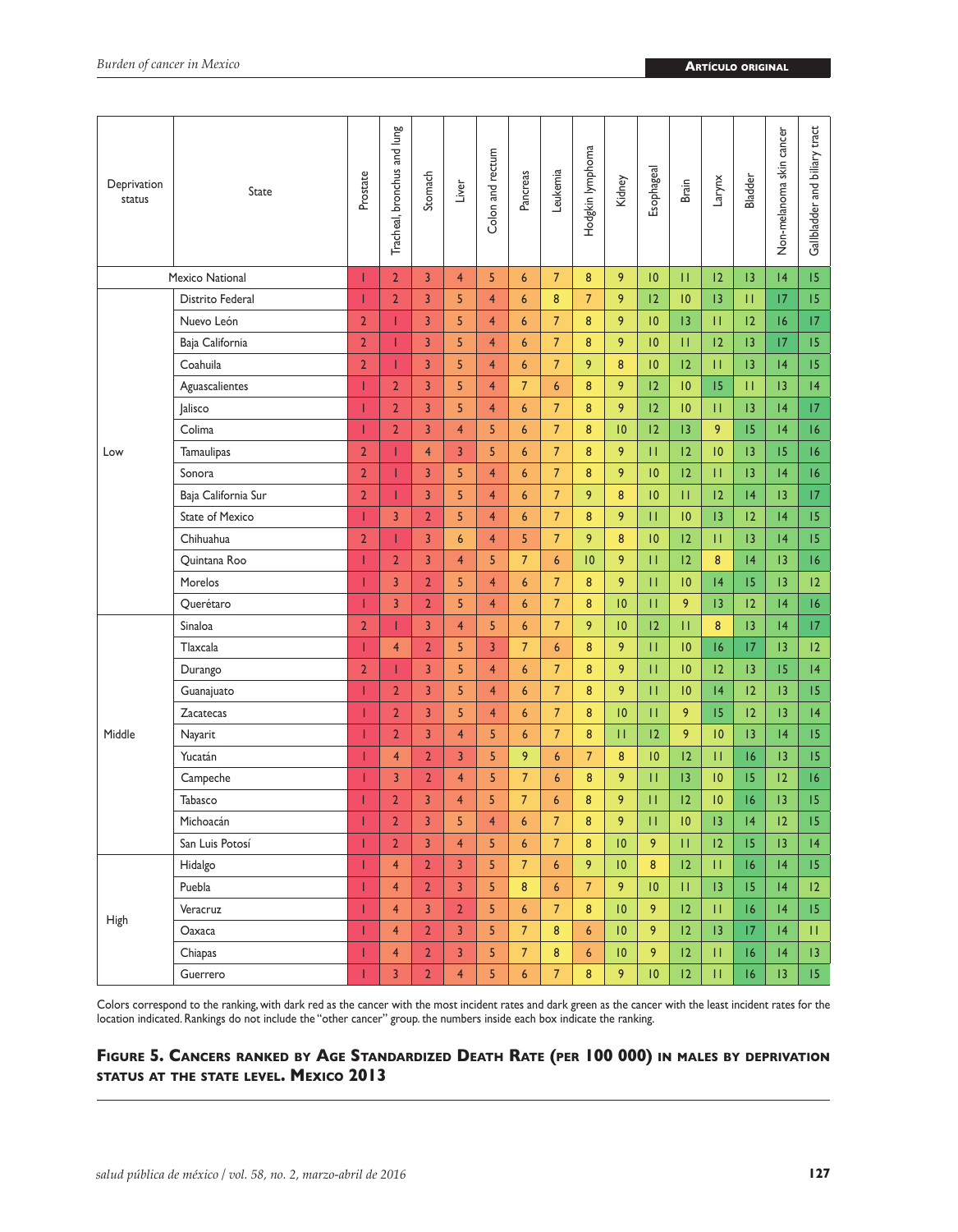| Deprivation status | State | Prostate | Tracheal, bronchus and lung | Stomach | Liver | Colon and rectum | Pancreas | Leukemia | Hodgkin lymphoma | Kidney | Esophageal | Brain | Larynx | Bladder | Non-melanoma skin cancer | Gallbladder and biliary tract |
|---|---|---|---|---|---|---|---|---|---|---|---|---|---|---|---|---|
| | Mexico National | 1 | 2 | 3 | 4 | 5 | 6 | 7 | 8 | 9 | 10 | 11 | 12 | 13 | 14 | 15 |
| Low | Distrito Federal | 1 | 2 | 3 | 5 | 4 | 6 | 8 | 7 | 9 | 12 | 10 | 13 | 11 | 17 | 15 |
| | Nuevo León | 2 | 1 | 3 | 5 | 4 | 6 | 7 | 8 | 9 | 10 | 13 | 11 | 12 | 16 | 17 |
| | Baja California | 2 | 1 | 3 | 5 | 4 | 6 | 7 | 8 | 9 | 10 | 11 | 12 | 13 | 17 | 15 |
| | Coahuila | 2 | 1 | 3 | 5 | 4 | 6 | 7 | 9 | 8 | 10 | 12 | 11 | 13 | 14 | 15 |
| | Aguascalientes | 1 | 2 | 3 | 5 | 4 | 7 | 6 | 8 | 9 | 12 | 10 | 15 | 11 | 13 | 14 |
| | Jalisco | 1 | 2 | 3 | 5 | 4 | 6 | 7 | 8 | 9 | 12 | 10 | 11 | 13 | 14 | 17 |
| | Colima | 1 | 2 | 3 | 4 | 5 | 6 | 7 | 8 | 10 | 12 | 13 | 9 | 15 | 14 | 16 |
| | Tamaulipas | 2 | 1 | 4 | 3 | 5 | 6 | 7 | 8 | 9 | 11 | 12 | 10 | 13 | 15 | 16 |
| | Sonora | 2 | 1 | 3 | 5 | 4 | 6 | 7 | 8 | 9 | 10 | 12 | 11 | 13 | 14 | 16 |
| | Baja California Sur | 2 | 1 | 3 | 5 | 4 | 6 | 7 | 9 | 8 | 10 | 11 | 12 | 14 | 13 | 17 |
| | State of Mexico | 1 | 3 | 2 | 5 | 4 | 6 | 7 | 8 | 9 | 11 | 10 | 13 | 12 | 14 | 15 |
| | Chihuahua | 2 | 1 | 3 | 6 | 4 | 5 | 7 | 9 | 8 | 10 | 12 | 11 | 13 | 14 | 15 |
| | Quintana Roo | 1 | 2 | 3 | 4 | 5 | 7 | 6 | 10 | 9 | 11 | 12 | 8 | 14 | 13 | 16 |
| | Morelos | 1 | 3 | 2 | 5 | 4 | 6 | 7 | 8 | 9 | 11 | 10 | 14 | 15 | 13 | 12 |
| | Querétaro | 1 | 3 | 2 | 5 | 4 | 6 | 7 | 8 | 10 | 11 | 9 | 13 | 12 | 14 | 16 |
| Middle | Sinaloa | 2 | 1 | 3 | 4 | 5 | 6 | 7 | 9 | 10 | 12 | 11 | 8 | 13 | 14 | 17 |
| | Tlaxcala | 1 | 4 | 2 | 5 | 3 | 7 | 6 | 8 | 9 | 11 | 10 | 16 | 17 | 13 | 12 |
| | Durango | 2 | 1 | 3 | 5 | 4 | 6 | 7 | 8 | 9 | 11 | 10 | 12 | 13 | 15 | 14 |
| | Guanajuato | 1 | 2 | 3 | 5 | 4 | 6 | 7 | 8 | 9 | 11 | 10 | 14 | 12 | 13 | 15 |
| | Zacatecas | 1 | 2 | 3 | 5 | 4 | 6 | 7 | 8 | 10 | 11 | 9 | 15 | 12 | 13 | 14 |
| | Nayarit | 1 | 2 | 3 | 4 | 5 | 6 | 7 | 8 | 11 | 12 | 9 | 10 | 13 | 14 | 15 |
| | Yucatán | 1 | 4 | 2 | 3 | 5 | 9 | 6 | 7 | 8 | 10 | 12 | 11 | 16 | 13 | 15 |
| | Campeche | 1 | 3 | 2 | 4 | 5 | 7 | 6 | 8 | 9 | 11 | 13 | 10 | 15 | 12 | 16 |
| | Tabasco | 1 | 2 | 3 | 4 | 5 | 7 | 6 | 8 | 9 | 11 | 12 | 10 | 16 | 13 | 15 |
| | Michoacán | 1 | 2 | 3 | 5 | 4 | 6 | 7 | 8 | 9 | 11 | 10 | 13 | 14 | 12 | 15 |
| | San Luis Potosí | 1 | 2 | 3 | 4 | 5 | 6 | 7 | 8 | 10 | 9 | 11 | 12 | 15 | 13 | 14 |
| High | Hidalgo | 1 | 4 | 2 | 3 | 5 | 7 | 6 | 9 | 10 | 8 | 12 | 11 | 16 | 14 | 15 |
| | Puebla | 1 | 4 | 2 | 3 | 5 | 8 | 6 | 7 | 9 | 10 | 11 | 13 | 15 | 14 | 12 |
| | Veracruz | 1 | 4 | 3 | 2 | 5 | 6 | 7 | 8 | 10 | 9 | 12 | 11 | 16 | 14 | 15 |
| | Oaxaca | 1 | 4 | 2 | 3 | 5 | 7 | 8 | 6 | 10 | 9 | 12 | 13 | 17 | 14 | 11 |
| | Chiapas | 1 | 4 | 2 | 3 | 5 | 7 | 8 | 6 | 10 | 9 | 12 | 11 | 16 | 14 | 13 |
| | Guerrero | 1 | 3 | 2 | 4 | 5 | 6 | 7 | 8 | 9 | 10 | 12 | 11 | 16 | 13 | 15 |

Colors correspond to the ranking, with dark red as the cancer with the most incident rates and dark green as the cancer with the least incident rates for the location indicated. Rankings do not include the "other cancer" group. the numbers inside each box indicate the ranking.

**Figure 5. Cancers ranked by Age Standardized Death Rate (per 100 000) in males by deprivation status at the state level. Mexico 2013**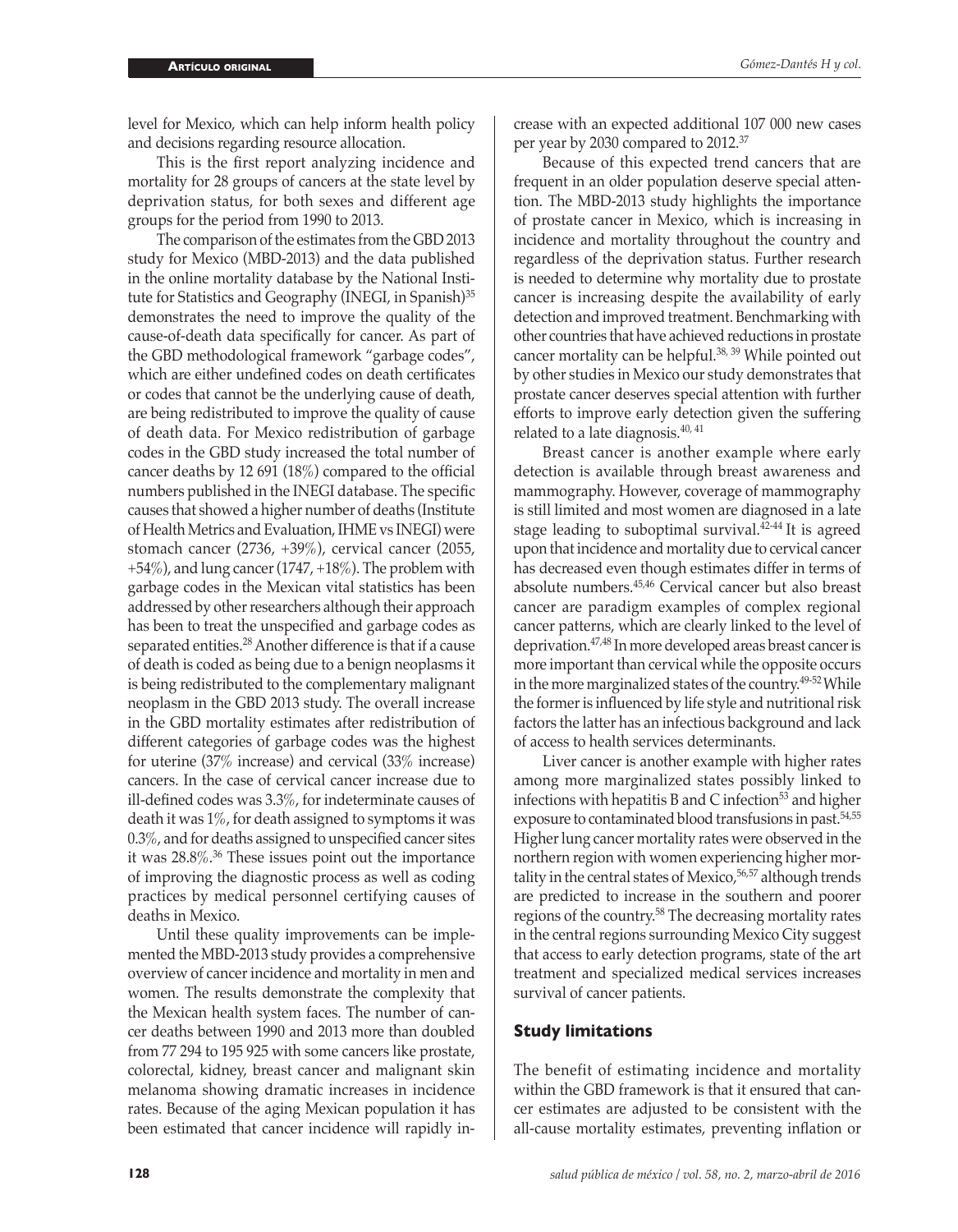level for Mexico, which can help inform health policy and decisions regarding resource allocation.

This is the first report analyzing incidence and mortality for 28 groups of cancers at the state level by deprivation status, for both sexes and different age groups for the period from 1990 to 2013.

The comparison of the estimates from the GBD 2013 study for Mexico (MBD-2013) and the data published in the online mortality database by the National Institute for Statistics and Geography (INEGI, in Spanish)[35] demonstrates the need to improve the quality of the cause-of-death data specifically for cancer. As part of the GBD methodological framework "garbage codes", which are either undefined codes on death certificates or codes that cannot be the underlying cause of death, are being redistributed to improve the quality of cause of death data. For Mexico redistribution of garbage codes in the GBD study increased the total number of cancer deaths by 12 691 (18%) compared to the official numbers published in the INEGI database. The specific causes that showed a higher number of deaths (Institute of Health Metrics and Evaluation, IHME vs INEGI) were stomach cancer (2736, +39%), cervical cancer (2055, +54%), and lung cancer (1747, +18%). The problem with garbage codes in the Mexican vital statistics has been addressed by other researchers although their approach has been to treat the unspecified and garbage codes as separated entities.[28] Another difference is that if a cause of death is coded as being due to a benign neoplasms it is being redistributed to the complementary malignant neoplasm in the GBD 2013 study. The overall increase in the GBD mortality estimates after redistribution of different categories of garbage codes was the highest for uterine (37% increase) and cervical (33% increase) cancers. In the case of cervical cancer increase due to ill-defined codes was 3.3%, for indeterminate causes of death it was 1%, for death assigned to symptoms it was 0.3%, and for deaths assigned to unspecified cancer sites it was 28.8%.[36] These issues point out the importance of improving the diagnostic process as well as coding practices by medical personnel certifying causes of deaths in Mexico.

Until these quality improvements can be implemented the MBD-2013 study provides a comprehensive overview of cancer incidence and mortality in men and women. The results demonstrate the complexity that the Mexican health system faces. The number of cancer deaths between 1990 and 2013 more than doubled from 77 294 to 195 925 with some cancers like prostate, colorectal, kidney, breast cancer and malignant skin melanoma showing dramatic increases in incidence rates. Because of the aging Mexican population it has been estimated that cancer incidence will rapidly increase with an expected additional 107 000 new cases per year by 2030 compared to 2012.[37]

Because of this expected trend cancers that are frequent in an older population deserve special attention. The MBD-2013 study highlights the importance of prostate cancer in Mexico, which is increasing in incidence and mortality throughout the country and regardless of the deprivation status. Further research is needed to determine why mortality due to prostate cancer is increasing despite the availability of early detection and improved treatment. Benchmarking with other countries that have achieved reductions in prostate cancer mortality can be helpful.[38,39] While pointed out by other studies in Mexico our study demonstrates that prostate cancer deserves special attention with further efforts to improve early detection given the suffering related to a late diagnosis.[40,41]

Breast cancer is another example where early detection is available through breast awareness and mammography. However, coverage of mammography is still limited and most women are diagnosed in a late stage leading to suboptimal survival.[42-44] It is agreed upon that incidence and mortality due to cervical cancer has decreased even though estimates differ in terms of absolute numbers.[45,46] Cervical cancer but also breast cancer are paradigm examples of complex regional cancer patterns, which are clearly linked to the level of deprivation.[47,48] In more developed areas breast cancer is more important than cervical while the opposite occurs in the more marginalized states of the country.[49-52] While the former is influenced by life style and nutritional risk factors the latter has an infectious background and lack of access to health services determinants.

Liver cancer is another example with higher rates among more marginalized states possibly linked to infections with hepatitis B and C infection[53] and higher exposure to contaminated blood transfusions in past.[54,55] Higher lung cancer mortality rates were observed in the northern region with women experiencing higher mortality in the central states of Mexico,[56,57] although trends are predicted to increase in the southern and poorer regions of the country.[58] The decreasing mortality rates in the central regions surrounding Mexico City suggest that access to early detection programs, state of the art treatment and specialized medical services increases survival of cancer patients.

## Study limitations

The benefit of estimating incidence and mortality within the GBD framework is that it ensured that cancer estimates are adjusted to be consistent with the all-cause mortality estimates, preventing inflation or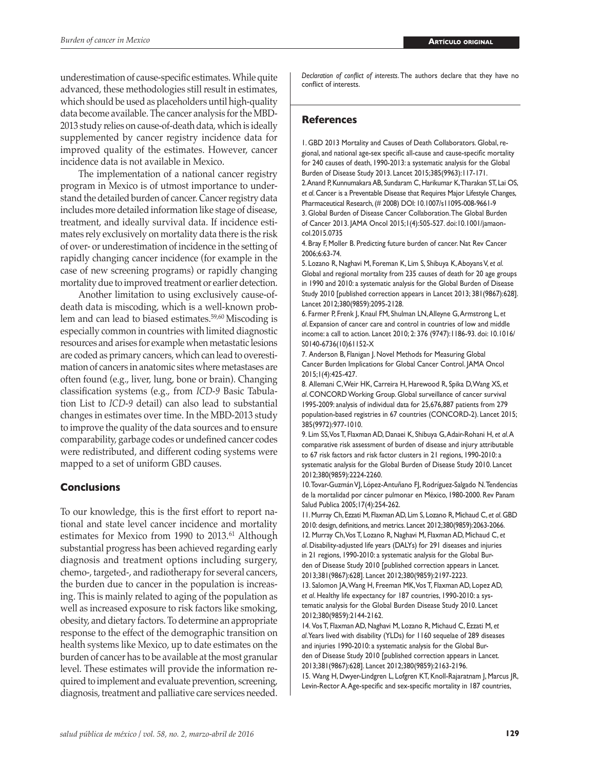underestimation of cause-specific estimates. While quite advanced, these methodologies still result in estimates, which should be used as placeholders until high-quality data become available. The cancer analysis for the MBD-2013 study relies on cause-of-death data, which is ideally supplemented by cancer registry incidence data for improved quality of the estimates. However, cancer incidence data is not available in Mexico.

The implementation of a national cancer registry program in Mexico is of utmost importance to understand the detailed burden of cancer. Cancer registry data includes more detailed information like stage of disease, treatment, and ideally survival data. If incidence estimates rely exclusively on mortality data there is the risk of over- or underestimation of incidence in the setting of rapidly changing cancer incidence (for example in the case of new screening programs) or rapidly changing mortality due to improved treatment or earlier detection.

Another limitation to using exclusively cause-of-death data is miscoding, which is a well-known problem and can lead to biased estimates.[59,60] Miscoding is especially common in countries with limited diagnostic resources and arises for example when metastatic lesions are coded as primary cancers, which can lead to overestimation of cancers in anatomic sites where metastases are often found (e.g., liver, lung, bone or brain). Changing classification systems (e.g., from *ICD-9* Basic Tabulation List to *ICD-9* detail) can also lead to substantial changes in estimates over time. In the MBD-2013 study to improve the quality of the data sources and to ensure comparability, garbage codes or undefined cancer codes were redistributed, and different coding systems were mapped to a set of uniform GBD causes.

## Conclusions

To our knowledge, this is the first effort to report national and state level cancer incidence and mortality estimates for Mexico from 1990 to 2013.[61] Although substantial progress has been achieved regarding early diagnosis and treatment options including surgery, chemo-, targeted-, and radiotherapy for several cancers, the burden due to cancer in the population is increasing. This is mainly related to aging of the population as well as increased exposure to risk factors like smoking, obesity, and dietary factors. To determine an appropriate response to the effect of the demographic transition on health systems like Mexico, up to date estimates on the burden of cancer has to be available at the most granular level. These estimates will provide the information required to implement and evaluate prevention, screening, diagnosis, treatment and palliative care services needed.

*Declaration of conflict of interests*. The authors declare that they have no conflict of interests.

## References

1. GBD 2013 Mortality and Causes of Death Collaborators. Global, regional, and national age-sex specific all-cause and cause-specific mortality for 240 causes of death, 1990-2013: a systematic analysis for the Global Burden of Disease Study 2013. Lancet 2015;385(9963):117-171.
2. Anand P, Kunnumakara AB, Sundaram C, Harikumar K, Tharakan ST, Lai OS, *et al*. Cancer is a Preventable Disease that Requires Major Lifestyle Changes, Pharmaceutical Research, (# 2008) DOI: 10.1007/s11095-008-9661-9
3. Global Burden of Disease Cancer Collaboration. The Global Burden of Cancer 2013. JAMA Oncol 2015;1(4):505-527. doi:10.1001/jamaoncol.2015.0735
4. Bray F, Moller B. Predicting future burden of cancer. Nat Rev Cancer 2006;6:63-74.
5. Lozano R, Naghavi M, Foreman K, Lim S, Shibuya K, Aboyans V, *et al*. Global and regional mortality from 235 causes of death for 20 age groups in 1990 and 2010: a systematic analysis for the Global Burden of Disease Study 2010 [published correction appears in Lancet 2013; 381(9867):628]. Lancet 2012;380(9859):2095-2128.
6. Farmer P, Frenk J, Knaul FM, Shulman LN, Alleyne G, Armstrong L, *et al*. Expansion of cancer care and control in countries of low and middle income: a call to action. Lancet 2010; 2: 376 (9747):1186-93. doi: 10.1016/S0140-6736(10)61152-X
7. Anderson B, Flanigan J. Novel Methods for Measuring Global Cancer Burden Implications for Global Cancer Control. JAMA Oncol 2015;1(4):425-427.
8. Allemani C, Weir HK, Carreira H, Harewood R, Spika D, Wang XS, *et al*. CONCORD Working Group. Global surveillance of cancer survival 1995-2009: analysis of individual data for 25,676,887 patients from 279 population-based registries in 67 countries (CONCORD-2). Lancet 2015; 385(9972):977-1010.
9. Lim SS, Vos T, Flaxman AD, Danaei K, Shibuya G, Adair-Rohani H, *et al*. A comparative risk assessment of burden of disease and injury attributable to 67 risk factors and risk factor clusters in 21 regions, 1990-2010: a systematic analysis for the Global Burden of Disease Study 2010. Lancet 2012;380(9859):2224-2260.
10. Tovar-Guzmán VJ, López-Antuñano FJ, Rodríguez-Salgado N. Tendencias de la mortalidad por cáncer pulmonar en México, 1980-2000. Rev Panam Salud Publica 2005;17(4):254-262.
11. Murray Ch, Ezzati M, Flaxman AD, Lim S, Lozano R, Michaud C, *et al*. GBD 2010: design, definitions, and metrics. Lancet 2012;380(9859):2063-2066.
12. Murray Ch, Vos T, Lozano R, Naghavi M, Flaxman AD, Michaud C, *et al*. Disability-adjusted life years (DALYs) for 291 diseases and injuries in 21 regions, 1990-2010: a systematic analysis for the Global Burden of Disease Study 2010 [published correction appears in Lancet. 2013;381(9867):628]. Lancet 2012;380(9859):2197-2223.
13. Salomon JA, Wang H, Freeman MK, Vos T, Flaxman AD, Lopez AD, *et al*. Healthy life expectancy for 187 countries, 1990-2010: a systematic analysis for the Global Burden Disease Study 2010. Lancet 2012;380(9859):2144-2162.
14. Vos T, Flaxman AD, Naghavi M, Lozano R, Michaud C, Ezzati M, *et al*. Years lived with disability (YLDs) for 1160 sequelae of 289 diseases and injuries 1990-2010: a systematic analysis for the Global Burden of Disease Study 2010 [published correction appears in Lancet. 2013;381(9867):628]. Lancet 2012;380(9859):2163-2196.
15. Wang H, Dwyer-Lindgren L, Lofgren KT, Knoll-Rajaratnam J, Marcus JR, Levin-Rector A. Age-specific and sex-specific mortality in 187 countries,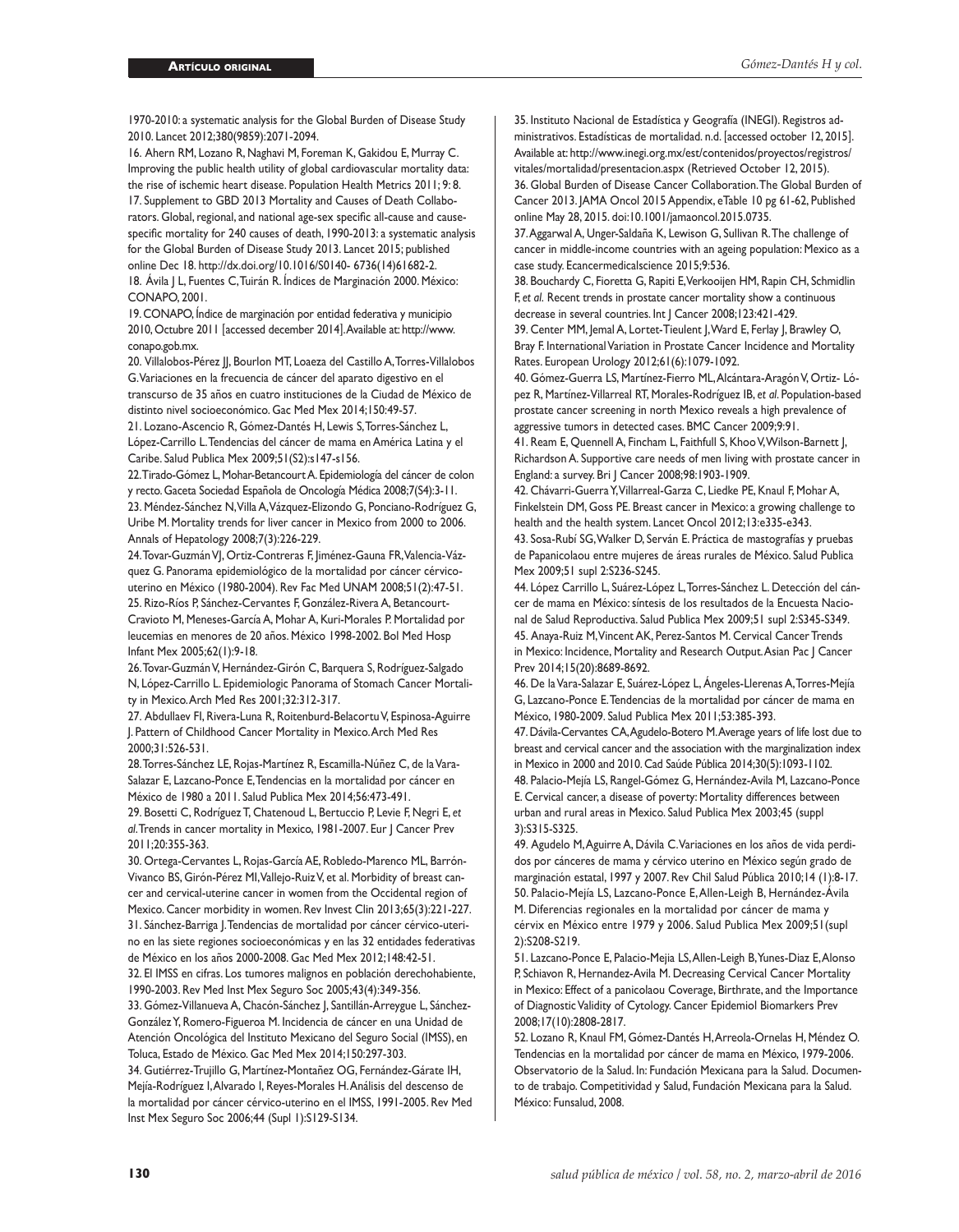1970-2010: a systematic analysis for the Global Burden of Disease Study 2010. Lancet 2012;380(9859):2071-2094.

16. Ahern RM, Lozano R, Naghavi M, Foreman K, Gakidou E, Murray C. Improving the public health utility of global cardiovascular mortality data: the rise of ischemic heart disease. Population Health Metrics 2011; 9: 8.

17. Supplement to GBD 2013 Mortality and Causes of Death Collaborators. Global, regional, and national age-sex specific all-cause and cause-specific mortality for 240 causes of death, 1990-2013: a systematic analysis for the Global Burden of Disease Study 2013. Lancet 2015; published online Dec 18. http://dx.doi.org/10.1016/S0140- 6736(14)61682-2.

18. Ávila J L, Fuentes C, Tuirán R. Índices de Marginación 2000. México: CONAPO, 2001.

19. CONAPO, Índice de marginación por entidad federativa y municipio 2010, Octubre 2011 [accessed december 2014]. Available at: http://www.conapo.gob.mx.

20. Villalobos-Pérez JJ, Bourlon MT, Loaeza del Castillo A, Torres-Villalobos G. Variaciones en la frecuencia de cáncer del aparato digestivo en el transcurso de 35 años en cuatro instituciones de la Ciudad de México de distinto nivel socioeconómico. Gac Med Mex 2014;150:49-57.

21. Lozano-Ascencio R, Gómez-Dantés H, Lewis S, Torres-Sánchez L, López-Carrillo L. Tendencias del cáncer de mama en América Latina y el Caribe. Salud Publica Mex 2009;51(S2):s147-s156.

22. Tirado-Gómez L, Mohar-Betancourt A. Epidemiología del cáncer de colon y recto. Gaceta Sociedad Española de Oncología Médica 2008;7(S4):3-11.

23. Méndez-Sánchez N, Villa A, Vázquez-Elizondo G, Ponciano-Rodríguez G, Uribe M. Mortality trends for liver cancer in Mexico from 2000 to 2006. Annals of Hepatology 2008;7(3):226-229.

24. Tovar-Guzmán VJ, Ortiz-Contreras F, Jiménez-Gauna FR, Valencia-Vázquez G. Panorama epidemiológico de la mortalidad por cáncer cérvico-uterino en México (1980-2004). Rev Fac Med UNAM 2008;51(2):47-51.

25. Rizo-Ríos P, Sánchez-Cervantes F, González-Rivera A, Betancourt-Cravioto M, Meneses-García A, Mohar A, Kuri-Morales P. Mortalidad por leucemias en menores de 20 años. México 1998-2002. Bol Med Hosp Infant Mex 2005;62(1):9-18.

26. Tovar-Guzmán V, Hernández-Girón C, Barquera S, Rodríguez-Salgado N, López-Carrillo L. Epidemiologic Panorama of Stomach Cancer Mortality in Mexico. Arch Med Res 2001;32:312-317.

27. Abdullaev FI, Rivera-Luna R, Roitenburd-Belacortu V, Espinosa-Aguirre J. Pattern of Childhood Cancer Mortality in Mexico. Arch Med Res 2000;31:526-531.

28. Torres-Sánchez LE, Rojas-Martínez R, Escamilla-Núñez C, de la Vara-Salazar E, Lazcano-Ponce E, Tendencias en la mortalidad por cáncer en México de 1980 a 2011. Salud Publica Mex 2014;56:473-491.

29. Bosetti C, Rodríguez T, Chatenoud L, Bertuccio P, Levie F, Negri E, *et al.* Trends in cancer mortality in Mexico, 1981-2007. Eur J Cancer Prev 2011;20:355-363.

30. Ortega-Cervantes L, Rojas-García AE, Robledo-Marenco ML, Barrón-Vivanco BS, Girón-Pérez MI, Vallejo-Ruiz V, et al. Morbidity of breast cancer and cervical-uterine cancer in women from the Occidental region of Mexico. Cancer morbidity in women. Rev Invest Clin 2013;65(3):221-227.

31. Sánchez-Barriga J. Tendencias de mortalidad por cáncer cérvico-uterino en las siete regiones socioeconómicas y en las 32 entidades federativas de México en los años 2000-2008. Gac Med Mex 2012;148:42-51.

32. El IMSS en cifras. Los tumores malignos en población derechohabiente, 1990-2003. Rev Med Inst Mex Seguro Soc 2005;43(4):349-356.

33. Gómez-Villanueva A, Chacón-Sánchez J, Santillán-Arreygue L, Sánchez-González Y, Romero-Figueroa M. Incidencia de cáncer en una Unidad de Atención Oncológica del Instituto Mexicano del Seguro Social (IMSS), en Toluca, Estado de México. Gac Med Mex 2014;150:297-303.

34. Gutiérrez-Trujillo G, Martínez-Montañez OG, Fernández-Gárate IH, Mejía-Rodríguez I, Alvarado I, Reyes-Morales H. Análisis del descenso de la mortalidad por cáncer cérvico-uterino en el IMSS, 1991-2005. Rev Med Inst Mex Seguro Soc 2006;44 (Supl 1):S129-S134.

35. Instituto Nacional de Estadística y Geografía (INEGI). Registros administrativos. Estadísticas de mortalidad. n.d. [accessed october 12, 2015]. Available at: http://www.inegi.org.mx/est/contenidos/proyectos/registros/vitales/mortalidad/presentacion.aspx (Retrieved October 12, 2015).

36. Global Burden of Disease Cancer Collaboration. The Global Burden of Cancer 2013. JAMA Oncol 2015 Appendix, eTable 10 pg 61-62, Published online May 28, 2015. doi:10.1001/jamaoncol.2015.0735.

37. Aggarwal A, Unger-Saldaña K, Lewison G, Sullivan R. The challenge of cancer in middle-income countries with an ageing population: Mexico as a case study. Ecancermedicalscience 2015;9:536.

38. Bouchardy C, Fioretta G, Rapiti E, Verkooijen HM, Rapin CH, Schmidlin F, *et al.* Recent trends in prostate cancer mortality show a continuous decrease in several countries. Int J Cancer 2008;123:421-429.

39. Center MM, Jemal A, Lortet-Tieulent J, Ward E, Ferlay J, Brawley O, Bray F. International Variation in Prostate Cancer Incidence and Mortality Rates. European Urology 2012;61(6):1079-1092.

40. Gómez-Guerra LS, Martínez-Fierro ML, Alcántara-Aragón V, Ortiz- López R, Martínez-Villarreal RT, Morales-Rodríguez IB, *et al.* Population-based prostate cancer screening in north Mexico reveals a high prevalence of aggressive tumors in detected cases. BMC Cancer 2009;9:91.

41. Ream E, Quennell A, Fincham L, Faithfull S, Khoo V, Wilson-Barnett J, Richardson A. Supportive care needs of men living with prostate cancer in England: a survey. Bri J Cancer 2008;98:1903-1909.

42. Chávarri-Guerra Y, Villarreal-Garza C, Liedke PE, Knauf F, Mohar A, Finkelstein DM, Goss PE. Breast cancer in Mexico: a growing challenge to health and the health system. Lancet Oncol 2012;13:e335-e343.

43. Sosa-Rubí SG, Walker D, Serván E. Práctica de mastografías y pruebas de Papanicolaou entre mujeres de áreas rurales de México. Salud Publica Mex 2009;51 supl 2:S236-S245.

44. López Carrillo L, Suárez-López L, Torres-Sánchez L. Detección del cáncer de mama en México: síntesis de los resultados de la Encuesta Nacional de Salud Reproductiva. Salud Publica Mex 2009;51 supl 2:S345-S349.

45. Anaya-Ruiz M, Vincent AK, Perez-Santos M. Cervical Cancer Trends in Mexico: Incidence, Mortality and Research Output. Asian Pac J Cancer Prev 2014;15(20):8689-8692.

46. De la Vara-Salazar E, Suárez-López L, Ángeles-Llerenas A, Torres-Mejía G, Lazcano-Ponce E. Tendencias de la mortalidad por cáncer de mama en México, 1980-2009. Salud Publica Mex 2011;53:385-393.

47. Dávila-Cervantes CA, Agudelo-Botero M. Average years of life lost due to breast and cervical cancer and the association with the marginalization index in Mexico in 2000 and 2010. Cad Saúde Pública 2014;30(5):1093-1102.

48. Palacio-Mejía LS, Rangel-Gómez G, Hernández-Avila M, Lazcano-Ponce E. Cervical cancer, a disease of poverty: Mortality differences between urban and rural areas in Mexico. Salud Publica Mex 2003;45 (suppl 3):S315-S325.

49. Agudelo M, Aguirre A, Dávila C. Variaciones en los años de vida perdidos por cánceres de mama y cérvico uterino en México según grado de marginación estatal, 1997 y 2007. Rev Chil Salud Pública 2010;14 (1):8-17.

50. Palacio-Mejía LS, Lazcano-Ponce E, Allen-Leigh B, Hernández-Ávila M. Diferencias regionales en la mortalidad por cáncer de mama y cérvix en México entre 1979 y 2006. Salud Publica Mex 2009;51(supl 2):S208-S219.

51. Lazcano-Ponce E, Palacio-Mejia LS, Allen-Leigh B, Yunes-Diaz E, Alonso P, Schiavon R, Hernandez-Avila M. Decreasing Cervical Cancer Mortality in Mexico: Effect of a panicolaou Coverage, Birthrate, and the Importance of Diagnostic Validity of Cytology. Cancer Epidemiol Biomarkers Prev 2008;17(10):2808-2817.

52. Lozano R, Knaul FM, Gómez-Dantés H, Arreola-Ornelas H, Méndez O. Tendencias en la mortalidad por cáncer de mama en México, 1979-2006. Observatorio de la Salud. In: Fundación Mexicana para la Salud. Documento de trabajo. Competitividad y Salud, Fundación Mexicana para la Salud. México: Funsalud, 2008.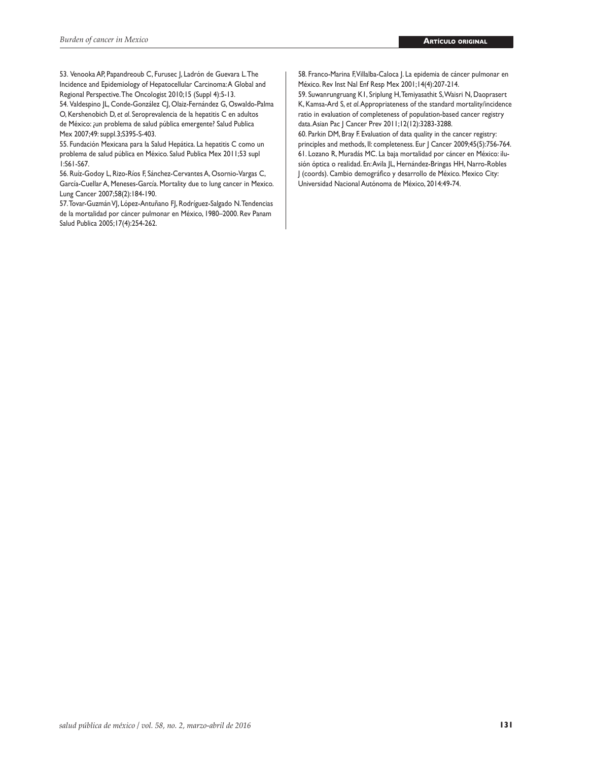53. Venooka AP, Papandreoub C, Furusec J, Ladrón de Guevara L. The Incidence and Epidemiology of Hepatocellular Carcinoma: A Global and Regional Perspective. The Oncologist 2010;15 (Suppl 4):5-13.

54. Valdespino JL, Conde-González CJ, Olaiz-Fernández G, Oswaldo-Palma O, Kershenobich D, *et al*. Seroprevalencia de la hepatitis C en adultos de México: ¿un problema de salud pública emergente? Salud Publica Mex 2007;49: suppl.3;S395-S-403.

55. Fundación Mexicana para la Salud Hepática. La hepatitis C como un problema de salud pública en México. Salud Publica Mex 2011;53 supl 1:S61-S67.

56. Ruíz-Godoy L, Rizo-Ríos F, Sánchez-Cervantes A, Osornio-Vargas C, García-Cuellar A, Meneses-García. Mortality due to lung cancer in Mexico. Lung Cancer 2007;58(2):184-190.

57. Tovar-Guzmán VJ, López-Antuñano FJ, Rodríguez-Salgado N. Tendencias de la mortalidad por cáncer pulmonar en México, 1980–2000. Rev Panam Salud Publica 2005;17(4):254-262.

58. Franco-Marina F, Villalba-Caloca J. La epidemia de cáncer pulmonar en México. Rev Inst Nal Enf Resp Mex 2001;14(4):207-214.

59. Suwanrungruang K1, Sriplung H, Temiyasathit S, Waisri N, Daoprasert K, Kamsa-Ard S, *et al*. Appropriateness of the standard mortality/incidence ratio in evaluation of completeness of population-based cancer registry data. Asian Pac J Cancer Prev 2011;12(12):3283-3288.

60. Parkin DM, Bray F. Evaluation of data quality in the cancer registry: principles and methods, II: completeness. Eur J Cancer 2009;45(5):756-764.

61. Lozano R, Muradás MC. La baja mortalidad por cáncer en México: ilusión óptica o realidad. En: Avila JL, Hernández-Bringas HH, Narro-Robles J (coords). Cambio demográfico y desarrollo de México. Mexico City: Universidad Nacional Autónoma de México, 2014:49-74.